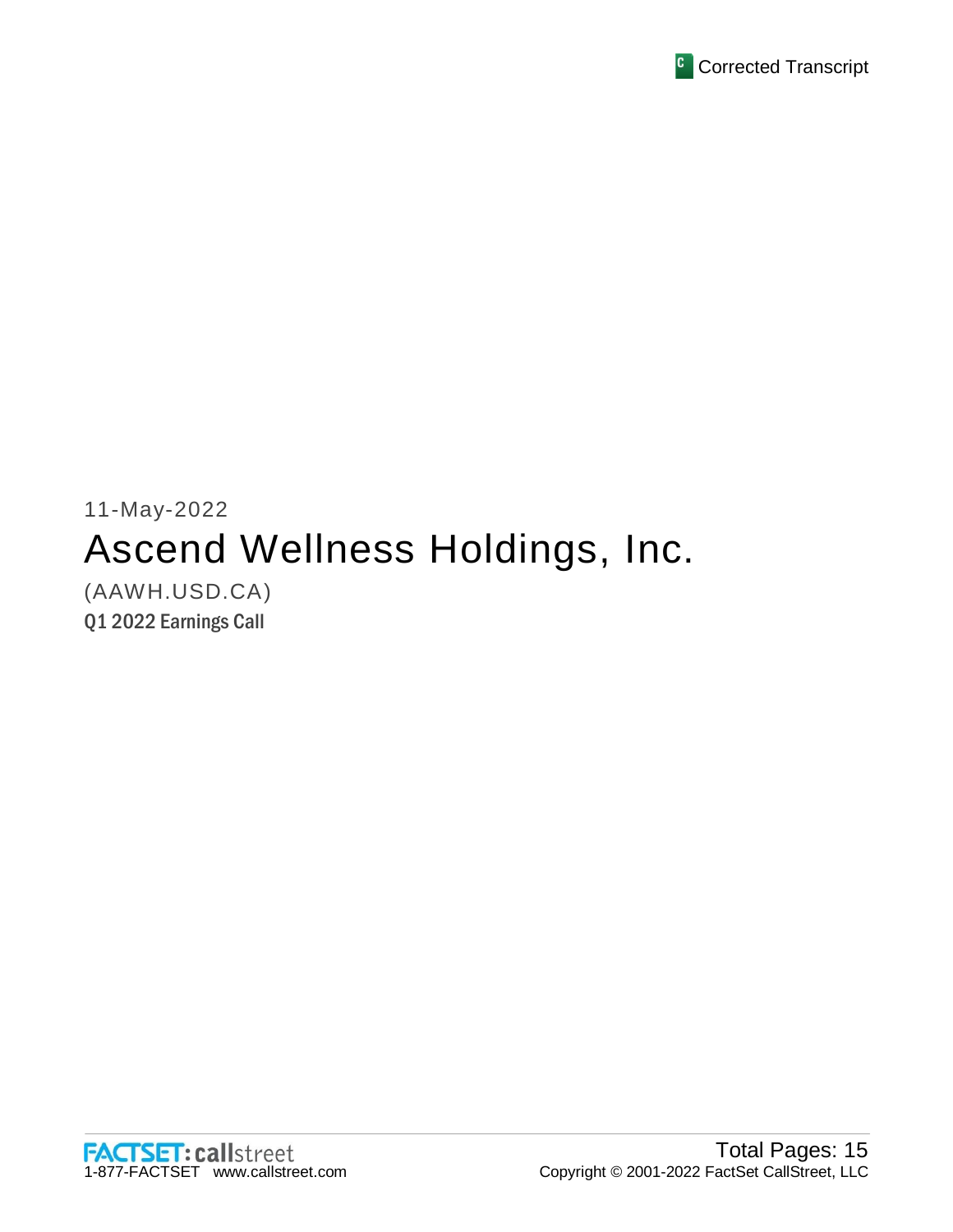Corrected Transcript

11-May-2022

# Ascend Wellness Holdings, Inc.

(AAWH.USD.CA)

**Q1 2022 Earnings Call**

Total Pages: 15

Copyright © 2001-2022 FactSet CallStreet, LLC

1-877-FACTSET www.callstreet.com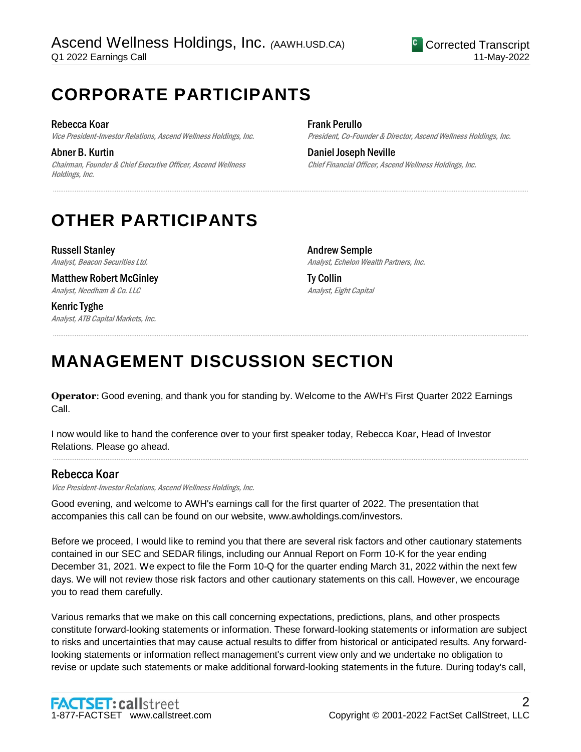# CORPORATE PARTICIPANTS

**Rebecca Koar**
*Vice President-Investor Relations, Ascend Wellness Holdings, Inc.*

**Abner B. Kurtin**
*Chairman, Founder & Chief Executive Officer, Ascend Wellness Holdings, Inc.*

**Frank Perullo**
*President, Co-Founder & Director, Ascend Wellness Holdings, Inc.*

**Daniel Joseph Neville**
*Chief Financial Officer, Ascend Wellness Holdings, Inc.*

# OTHER PARTICIPANTS

**Russell Stanley**
*Analyst, Beacon Securities Ltd.*

**Matthew Robert McGinley**
*Analyst, Needham & Co. LLC*

**Kenric Tyghe**
*Analyst, ATB Capital Markets, Inc.*

**Andrew Semple**
*Analyst, Echelon Wealth Partners, Inc.*

**Ty Collin**
*Analyst, Eight Capital*

# MANAGEMENT DISCUSSION SECTION

**Operator**: Good evening, and thank you for standing by. Welcome to the AWH's First Quarter 2022 Earnings Call.

I now would like to hand the conference over to your first speaker today, Rebecca Koar, Head of Investor Relations. Please go ahead.

## Rebecca Koar

*Vice President-Investor Relations, Ascend Wellness Holdings, Inc.*

Good evening, and welcome to AWH's earnings call for the first quarter of 2022. The presentation that accompanies this call can be found on our website, www.awholdings.com/investors.

Before we proceed, I would like to remind you that there are several risk factors and other cautionary statements contained in our SEC and SEDAR filings, including our Annual Report on Form 10-K for the year ending December 31, 2021. We expect to file the Form 10-Q for the quarter ending March 31, 2022 within the next few days. We will not review those risk factors and other cautionary statements on this call. However, we encourage you to read them carefully.

Various remarks that we make on this call concerning expectations, predictions, plans, and other prospects constitute forward-looking statements or information. These forward-looking statements or information are subject to risks and uncertainties that may cause actual results to differ from historical or anticipated results. Any forward-looking statements or information reflect management's current view only and we undertake no obligation to revise or update such statements or make additional forward-looking statements in the future. During today's call,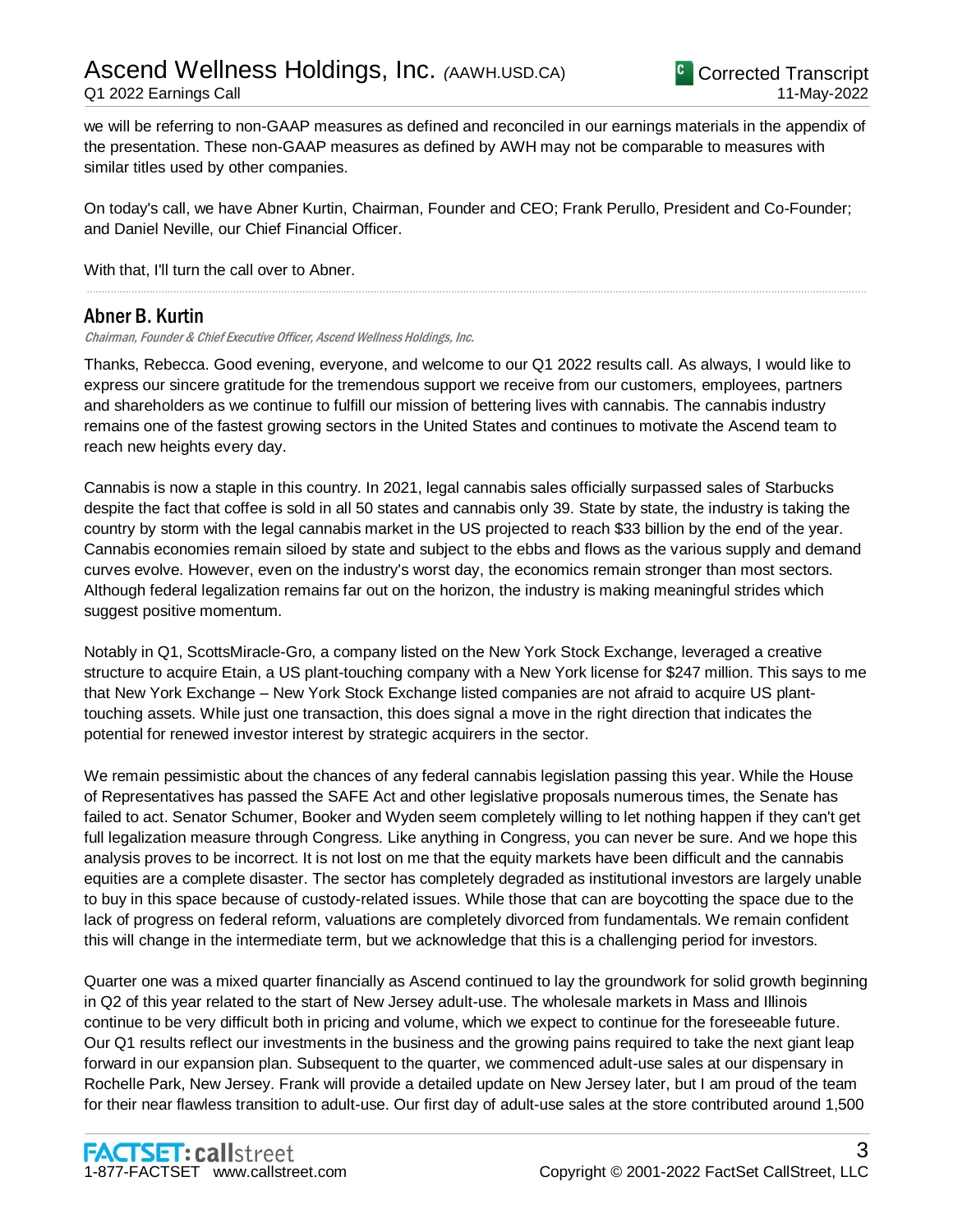we will be referring to non-GAAP measures as defined and reconciled in our earnings materials in the appendix of the presentation. These non-GAAP measures as defined by AWH may not be comparable to measures with similar titles used by other companies.

On today's call, we have Abner Kurtin, Chairman, Founder and CEO; Frank Perullo, President and Co-Founder; and Daniel Neville, our Chief Financial Officer.

With that, I'll turn the call over to Abner.

---

## Abner B. Kurtin

*Chairman, Founder & Chief Executive Officer, Ascend Wellness Holdings, Inc.*

Thanks, Rebecca. Good evening, everyone, and welcome to our Q1 2022 results call. As always, I would like to express our sincere gratitude for the tremendous support we receive from our customers, employees, partners and shareholders as we continue to fulfill our mission of bettering lives with cannabis. The cannabis industry remains one of the fastest growing sectors in the United States and continues to motivate the Ascend team to reach new heights every day.

Cannabis is now a staple in this country. In 2021, legal cannabis sales officially surpassed sales of Starbucks despite the fact that coffee is sold in all 50 states and cannabis only 39. State by state, the industry is taking the country by storm with the legal cannabis market in the US projected to reach $33 billion by the end of the year. Cannabis economies remain siloed by state and subject to the ebbs and flows as the various supply and demand curves evolve. However, even on the industry's worst day, the economics remain stronger than most sectors. Although federal legalization remains far out on the horizon, the industry is making meaningful strides which suggest positive momentum.

Notably in Q1, ScottsMiracle-Gro, a company listed on the New York Stock Exchange, leveraged a creative structure to acquire Etain, a US plant-touching company with a New York license for $247 million. This says to me that New York Exchange – New York Stock Exchange listed companies are not afraid to acquire US plant-touching assets. While just one transaction, this does signal a move in the right direction that indicates the potential for renewed investor interest by strategic acquirers in the sector.

We remain pessimistic about the chances of any federal cannabis legislation passing this year. While the House of Representatives has passed the SAFE Act and other legislative proposals numerous times, the Senate has failed to act. Senator Schumer, Booker and Wyden seem completely willing to let nothing happen if they can't get full legalization measure through Congress. Like anything in Congress, you can never be sure. And we hope this analysis proves to be incorrect. It is not lost on me that the equity markets have been difficult and the cannabis equities are a complete disaster. The sector has completely degraded as institutional investors are largely unable to buy in this space because of custody-related issues. While those that can are boycotting the space due to the lack of progress on federal reform, valuations are completely divorced from fundamentals. We remain confident this will change in the intermediate term, but we acknowledge that this is a challenging period for investors.

Quarter one was a mixed quarter financially as Ascend continued to lay the groundwork for solid growth beginning in Q2 of this year related to the start of New Jersey adult-use. The wholesale markets in Mass and Illinois continue to be very difficult both in pricing and volume, which we expect to continue for the foreseeable future. Our Q1 results reflect our investments in the business and the growing pains required to take the next giant leap forward in our expansion plan. Subsequent to the quarter, we commenced adult-use sales at our dispensary in Rochelle Park, New Jersey. Frank will provide a detailed update on New Jersey later, but I am proud of the team for their near flawless transition to adult-use. Our first day of adult-use sales at the store contributed around 1,500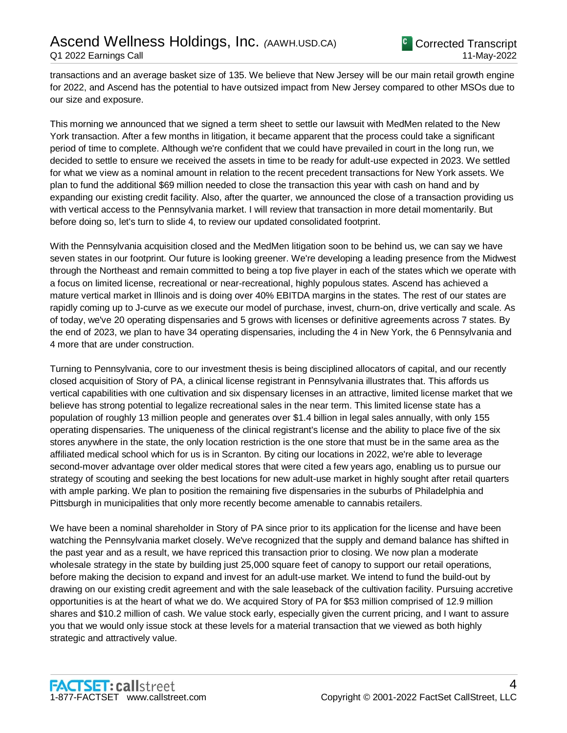transactions and an average basket size of 135. We believe that New Jersey will be our main retail growth engine for 2022, and Ascend has the potential to have outsized impact from New Jersey compared to other MSOs due to our size and exposure.

This morning we announced that we signed a term sheet to settle our lawsuit with MedMen related to the New York transaction. After a few months in litigation, it became apparent that the process could take a significant period of time to complete. Although we're confident that we could have prevailed in court in the long run, we decided to settle to ensure we received the assets in time to be ready for adult-use expected in 2023. We settled for what we view as a nominal amount in relation to the recent precedent transactions for New York assets. We plan to fund the additional $69 million needed to close the transaction this year with cash on hand and by expanding our existing credit facility. Also, after the quarter, we announced the close of a transaction providing us with vertical access to the Pennsylvania market. I will review that transaction in more detail momentarily. But before doing so, let's turn to slide 4, to review our updated consolidated footprint.

With the Pennsylvania acquisition closed and the MedMen litigation soon to be behind us, we can say we have seven states in our footprint. Our future is looking greener. We're developing a leading presence from the Midwest through the Northeast and remain committed to being a top five player in each of the states which we operate with a focus on limited license, recreational or near-recreational, highly populous states. Ascend has achieved a mature vertical market in Illinois and is doing over 40% EBITDA margins in the states. The rest of our states are rapidly coming up to J-curve as we execute our model of purchase, invest, churn-on, drive vertically and scale. As of today, we've 20 operating dispensaries and 5 grows with licenses or definitive agreements across 7 states. By the end of 2023, we plan to have 34 operating dispensaries, including the 4 in New York, the 6 Pennsylvania and 4 more that are under construction.

Turning to Pennsylvania, core to our investment thesis is being disciplined allocators of capital, and our recently closed acquisition of Story of PA, a clinical license registrant in Pennsylvania illustrates that. This affords us vertical capabilities with one cultivation and six dispensary licenses in an attractive, limited license market that we believe has strong potential to legalize recreational sales in the near term. This limited license state has a population of roughly 13 million people and generates over $1.4 billion in legal sales annually, with only 155 operating dispensaries. The uniqueness of the clinical registrant's license and the ability to place five of the six stores anywhere in the state, the only location restriction is the one store that must be in the same area as the affiliated medical school which for us is in Scranton. By citing our locations in 2022, we're able to leverage second-mover advantage over older medical stores that were cited a few years ago, enabling us to pursue our strategy of scouting and seeking the best locations for new adult-use market in highly sought after retail quarters with ample parking. We plan to position the remaining five dispensaries in the suburbs of Philadelphia and Pittsburgh in municipalities that only more recently become amenable to cannabis retailers.

We have been a nominal shareholder in Story of PA since prior to its application for the license and have been watching the Pennsylvania market closely. We've recognized that the supply and demand balance has shifted in the past year and as a result, we have repriced this transaction prior to closing. We now plan a moderate wholesale strategy in the state by building just 25,000 square feet of canopy to support our retail operations, before making the decision to expand and invest for an adult-use market. We intend to fund the build-out by drawing on our existing credit agreement and with the sale leaseback of the cultivation facility. Pursuing accretive opportunities is at the heart of what we do. We acquired Story of PA for $53 million comprised of 12.9 million shares and $10.2 million of cash. We value stock early, especially given the current pricing, and I want to assure you that we would only issue stock at these levels for a material transaction that we viewed as both highly strategic and attractively value.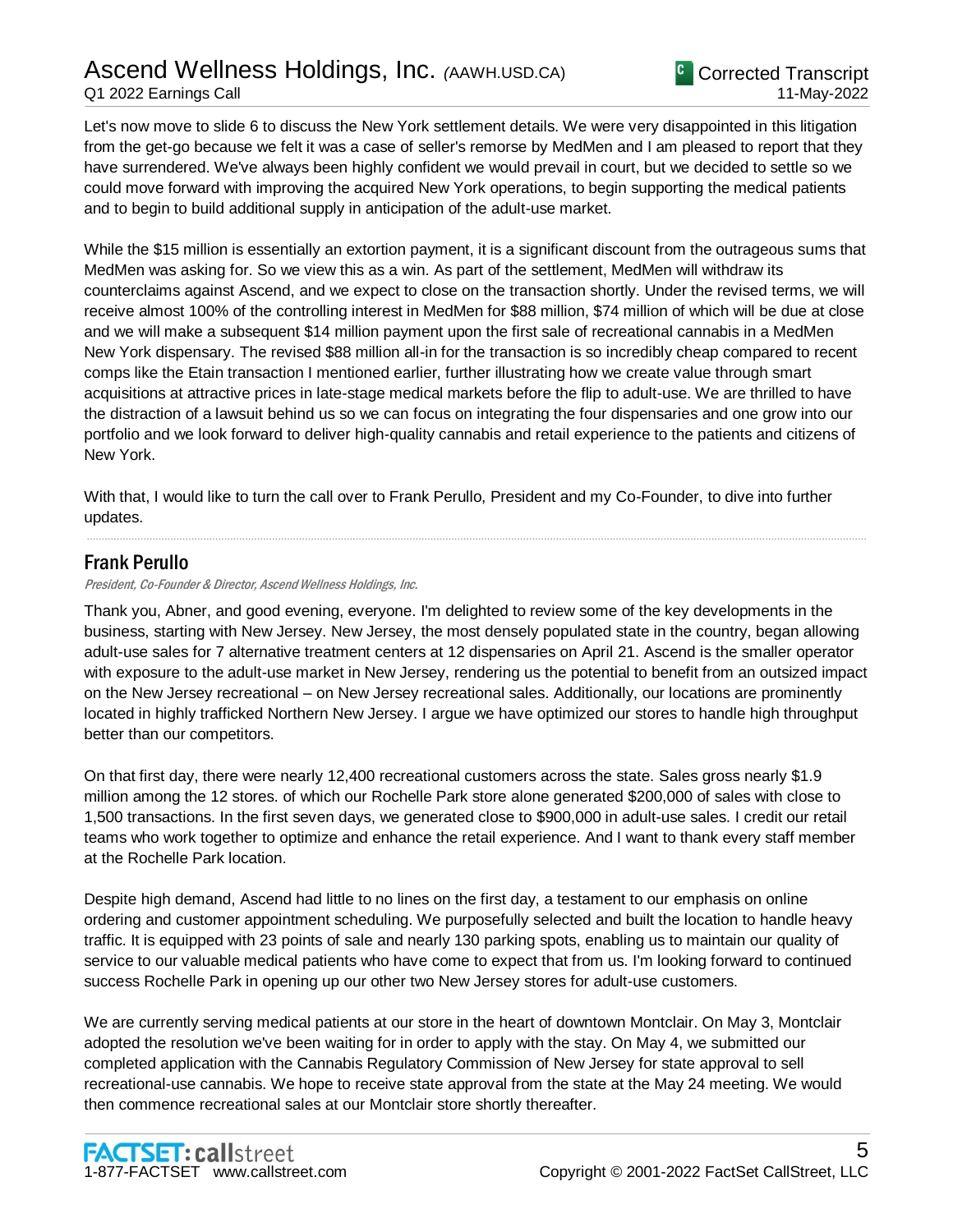Let's now move to slide 6 to discuss the New York settlement details. We were very disappointed in this litigation from the get-go because we felt it was a case of seller's remorse by MedMen and I am pleased to report that they have surrendered. We've always been highly confident we would prevail in court, but we decided to settle so we could move forward with improving the acquired New York operations, to begin supporting the medical patients and to begin to build additional supply in anticipation of the adult-use market.

While the $15 million is essentially an extortion payment, it is a significant discount from the outrageous sums that MedMen was asking for. So we view this as a win. As part of the settlement, MedMen will withdraw its counterclaims against Ascend, and we expect to close on the transaction shortly. Under the revised terms, we will receive almost 100% of the controlling interest in MedMen for $88 million, $74 million of which will be due at close and we will make a subsequent $14 million payment upon the first sale of recreational cannabis in a MedMen New York dispensary. The revised $88 million all-in for the transaction is so incredibly cheap compared to recent comps like the Etain transaction I mentioned earlier, further illustrating how we create value through smart acquisitions at attractive prices in late-stage medical markets before the flip to adult-use. We are thrilled to have the distraction of a lawsuit behind us so we can focus on integrating the four dispensaries and one grow into our portfolio and we look forward to deliver high-quality cannabis and retail experience to the patients and citizens of New York.

With that, I would like to turn the call over to Frank Perullo, President and my Co-Founder, to dive into further updates.

---

## Frank Perullo

*President, Co-Founder & Director, Ascend Wellness Holdings, Inc.*

Thank you, Abner, and good evening, everyone. I'm delighted to review some of the key developments in the business, starting with New Jersey. New Jersey, the most densely populated state in the country, began allowing adult-use sales for 7 alternative treatment centers at 12 dispensaries on April 21. Ascend is the smaller operator with exposure to the adult-use market in New Jersey, rendering us the potential to benefit from an outsized impact on the New Jersey recreational – on New Jersey recreational sales. Additionally, our locations are prominently located in highly trafficked Northern New Jersey. I argue we have optimized our stores to handle high throughput better than our competitors.

On that first day, there were nearly 12,400 recreational customers across the state. Sales gross nearly $1.9 million among the 12 stores. of which our Rochelle Park store alone generated $200,000 of sales with close to 1,500 transactions. In the first seven days, we generated close to $900,000 in adult-use sales. I credit our retail teams who work together to optimize and enhance the retail experience. And I want to thank every staff member at the Rochelle Park location.

Despite high demand, Ascend had little to no lines on the first day, a testament to our emphasis on online ordering and customer appointment scheduling. We purposefully selected and built the location to handle heavy traffic. It is equipped with 23 points of sale and nearly 130 parking spots, enabling us to maintain our quality of service to our valuable medical patients who have come to expect that from us. I'm looking forward to continued success Rochelle Park in opening up our other two New Jersey stores for adult-use customers.

We are currently serving medical patients at our store in the heart of downtown Montclair. On May 3, Montclair adopted the resolution we've been waiting for in order to apply with the stay. On May 4, we submitted our completed application with the Cannabis Regulatory Commission of New Jersey for state approval to sell recreational-use cannabis. We hope to receive state approval from the state at the May 24 meeting. We would then commence recreational sales at our Montclair store shortly thereafter.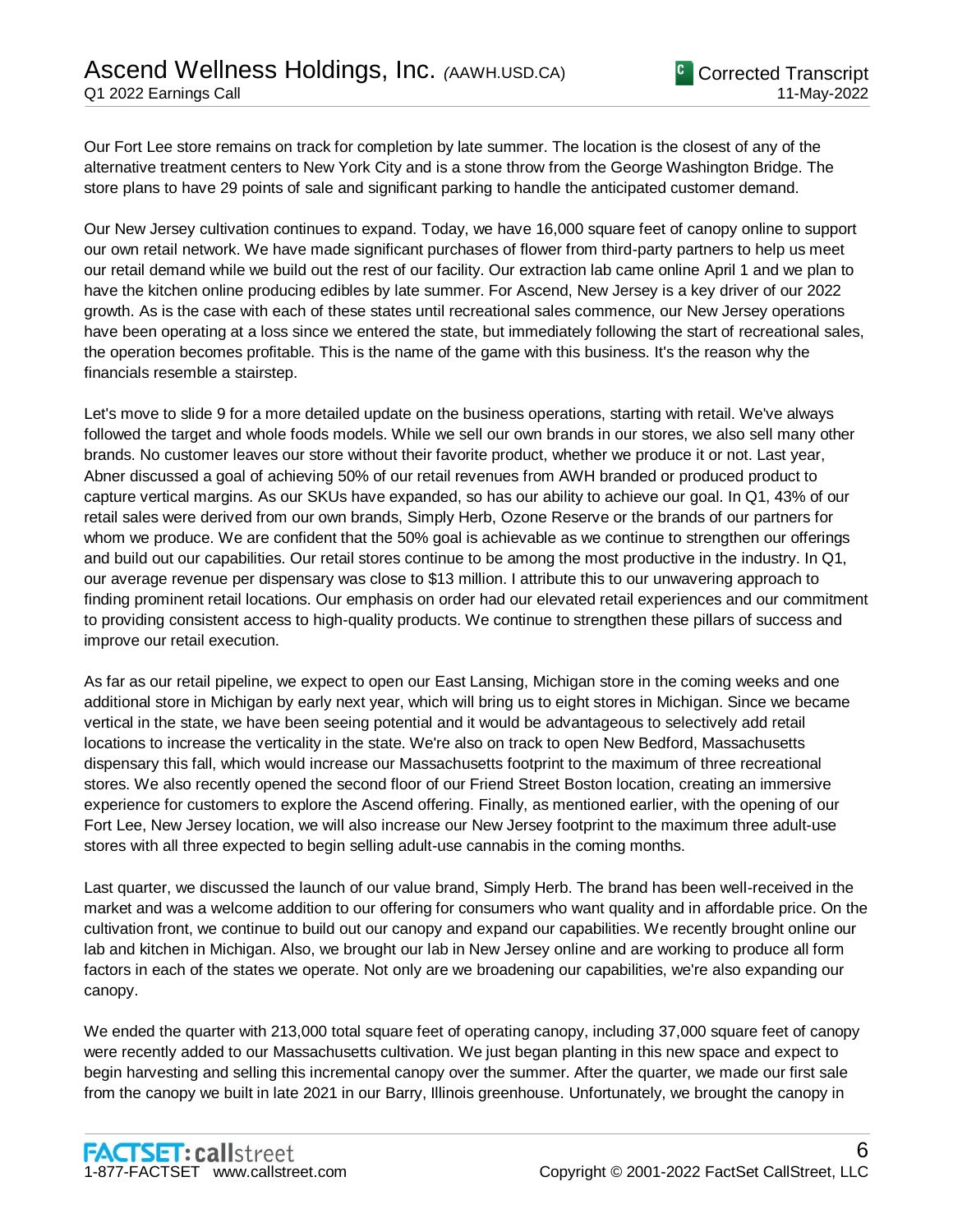Our Fort Lee store remains on track for completion by late summer. The location is the closest of any of the alternative treatment centers to New York City and is a stone throw from the George Washington Bridge. The store plans to have 29 points of sale and significant parking to handle the anticipated customer demand.

Our New Jersey cultivation continues to expand. Today, we have 16,000 square feet of canopy online to support our own retail network. We have made significant purchases of flower from third-party partners to help us meet our retail demand while we build out the rest of our facility. Our extraction lab came online April 1 and we plan to have the kitchen online producing edibles by late summer. For Ascend, New Jersey is a key driver of our 2022 growth. As is the case with each of these states until recreational sales commence, our New Jersey operations have been operating at a loss since we entered the state, but immediately following the start of recreational sales, the operation becomes profitable. This is the name of the game with this business. It's the reason why the financials resemble a stairstep.

Let's move to slide 9 for a more detailed update on the business operations, starting with retail. We've always followed the target and whole foods models. While we sell our own brands in our stores, we also sell many other brands. No customer leaves our store without their favorite product, whether we produce it or not. Last year, Abner discussed a goal of achieving 50% of our retail revenues from AWH branded or produced product to capture vertical margins. As our SKUs have expanded, so has our ability to achieve our goal. In Q1, 43% of our retail sales were derived from our own brands, Simply Herb, Ozone Reserve or the brands of our partners for whom we produce. We are confident that the 50% goal is achievable as we continue to strengthen our offerings and build out our capabilities. Our retail stores continue to be among the most productive in the industry. In Q1, our average revenue per dispensary was close to $13 million. I attribute this to our unwavering approach to finding prominent retail locations. Our emphasis on order had our elevated retail experiences and our commitment to providing consistent access to high-quality products. We continue to strengthen these pillars of success and improve our retail execution.

As far as our retail pipeline, we expect to open our East Lansing, Michigan store in the coming weeks and one additional store in Michigan by early next year, which will bring us to eight stores in Michigan. Since we became vertical in the state, we have been seeing potential and it would be advantageous to selectively add retail locations to increase the verticality in the state. We're also on track to open New Bedford, Massachusetts dispensary this fall, which would increase our Massachusetts footprint to the maximum of three recreational stores. We also recently opened the second floor of our Friend Street Boston location, creating an immersive experience for customers to explore the Ascend offering. Finally, as mentioned earlier, with the opening of our Fort Lee, New Jersey location, we will also increase our New Jersey footprint to the maximum three adult-use stores with all three expected to begin selling adult-use cannabis in the coming months.

Last quarter, we discussed the launch of our value brand, Simply Herb. The brand has been well-received in the market and was a welcome addition to our offering for consumers who want quality and in affordable price. On the cultivation front, we continue to build out our canopy and expand our capabilities. We recently brought online our lab and kitchen in Michigan. Also, we brought our lab in New Jersey online and are working to produce all form factors in each of the states we operate. Not only are we broadening our capabilities, we're also expanding our canopy.

We ended the quarter with 213,000 total square feet of operating canopy, including 37,000 square feet of canopy were recently added to our Massachusetts cultivation. We just began planting in this new space and expect to begin harvesting and selling this incremental canopy over the summer. After the quarter, we made our first sale from the canopy we built in late 2021 in our Barry, Illinois greenhouse. Unfortunately, we brought the canopy in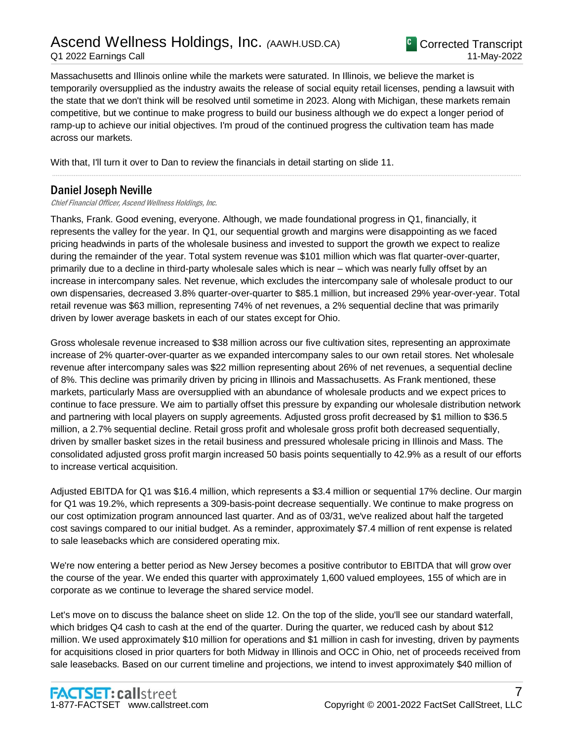Massachusetts and Illinois online while the markets were saturated. In Illinois, we believe the market is temporarily oversupplied as the industry awaits the release of social equity retail licenses, pending a lawsuit with the state that we don't think will be resolved until sometime in 2023. Along with Michigan, these markets remain competitive, but we continue to make progress to build our business although we do expect a longer period of ramp-up to achieve our initial objectives. I'm proud of the continued progress the cultivation team has made across our markets.

With that, I'll turn it over to Dan to review the financials in detail starting on slide 11.

---

## Daniel Joseph Neville

*Chief Financial Officer, Ascend Wellness Holdings, Inc.*

Thanks, Frank. Good evening, everyone. Although, we made foundational progress in Q1, financially, it represents the valley for the year. In Q1, our sequential growth and margins were disappointing as we faced pricing headwinds in parts of the wholesale business and invested to support the growth we expect to realize during the remainder of the year. Total system revenue was $101 million which was flat quarter-over-quarter, primarily due to a decline in third-party wholesale sales which is near – which was nearly fully offset by an increase in intercompany sales. Net revenue, which excludes the intercompany sale of wholesale product to our own dispensaries, decreased 3.8% quarter-over-quarter to $85.1 million, but increased 29% year-over-year. Total retail revenue was $63 million, representing 74% of net revenues, a 2% sequential decline that was primarily driven by lower average baskets in each of our states except for Ohio.

Gross wholesale revenue increased to $38 million across our five cultivation sites, representing an approximate increase of 2% quarter-over-quarter as we expanded intercompany sales to our own retail stores. Net wholesale revenue after intercompany sales was $22 million representing about 26% of net revenues, a sequential decline of 8%. This decline was primarily driven by pricing in Illinois and Massachusetts. As Frank mentioned, these markets, particularly Mass are oversupplied with an abundance of wholesale products and we expect prices to continue to face pressure. We aim to partially offset this pressure by expanding our wholesale distribution network and partnering with local players on supply agreements. Adjusted gross profit decreased by $1 million to $36.5 million, a 2.7% sequential decline. Retail gross profit and wholesale gross profit both decreased sequentially, driven by smaller basket sizes in the retail business and pressured wholesale pricing in Illinois and Mass. The consolidated adjusted gross profit margin increased 50 basis points sequentially to 42.9% as a result of our efforts to increase vertical acquisition.

Adjusted EBITDA for Q1 was $16.4 million, which represents a $3.4 million or sequential 17% decline. Our margin for Q1 was 19.2%, which represents a 309-basis-point decrease sequentially. We continue to make progress on our cost optimization program announced last quarter. And as of 03/31, we've realized about half the targeted cost savings compared to our initial budget. As a reminder, approximately $7.4 million of rent expense is related to sale leasebacks which are considered operating mix.

We're now entering a better period as New Jersey becomes a positive contributor to EBITDA that will grow over the course of the year. We ended this quarter with approximately 1,600 valued employees, 155 of which are in corporate as we continue to leverage the shared service model.

Let's move on to discuss the balance sheet on slide 12. On the top of the slide, you'll see our standard waterfall, which bridges Q4 cash to cash at the end of the quarter. During the quarter, we reduced cash by about $12 million. We used approximately $10 million for operations and $1 million in cash for investing, driven by payments for acquisitions closed in prior quarters for both Midway in Illinois and OCC in Ohio, net of proceeds received from sale leasebacks. Based on our current timeline and projections, we intend to invest approximately $40 million of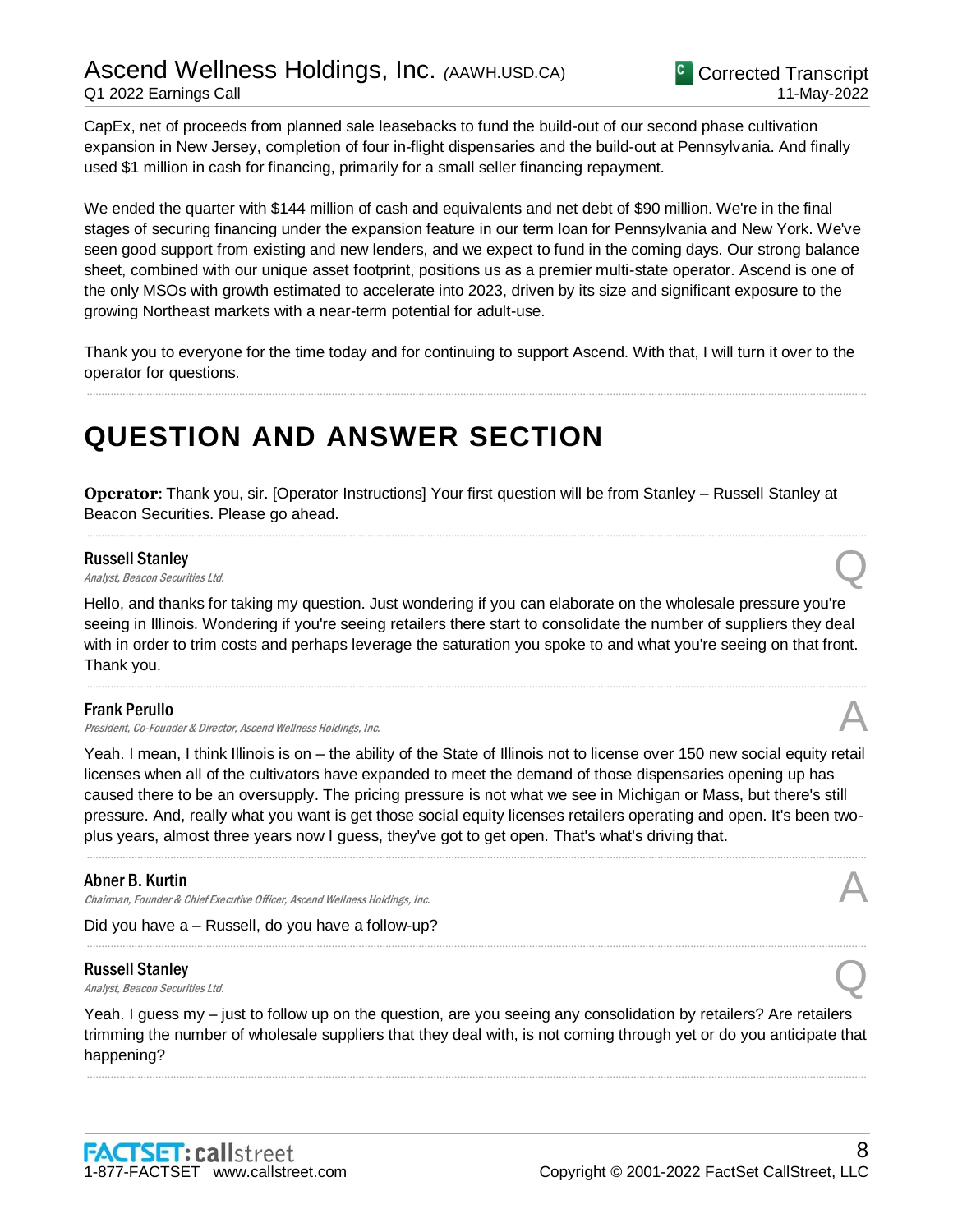CapEx, net of proceeds from planned sale leasebacks to fund the build-out of our second phase cultivation expansion in New Jersey, completion of four in-flight dispensaries and the build-out at Pennsylvania. And finally used $1 million in cash for financing, primarily for a small seller financing repayment.

We ended the quarter with $144 million of cash and equivalents and net debt of $90 million. We're in the final stages of securing financing under the expansion feature in our term loan for Pennsylvania and New York. We've seen good support from existing and new lenders, and we expect to fund in the coming days. Our strong balance sheet, combined with our unique asset footprint, positions us as a premier multi-state operator. Ascend is one of the only MSOs with growth estimated to accelerate into 2023, driven by its size and significant exposure to the growing Northeast markets with a near-term potential for adult-use.

Thank you to everyone for the time today and for continuing to support Ascend. With that, I will turn it over to the operator for questions.

# QUESTION AND ANSWER SECTION

**Operator**: Thank you, sir. [Operator Instructions] Your first question will be from Stanley – Russell Stanley at Beacon Securities. Please go ahead.

**Russell Stanley**
*Analyst, Beacon Securities Ltd.*

Q

Hello, and thanks for taking my question. Just wondering if you can elaborate on the wholesale pressure you're seeing in Illinois. Wondering if you're seeing retailers there start to consolidate the number of suppliers they deal with in order to trim costs and perhaps leverage the saturation you spoke to and what you're seeing on that front. Thank you.

**Frank Perullo**
*President, Co-Founder & Director, Ascend Wellness Holdings, Inc.*

A

Yeah. I mean, I think Illinois is on – the ability of the State of Illinois not to license over 150 new social equity retail licenses when all of the cultivators have expanded to meet the demand of those dispensaries opening up has caused there to be an oversupply. The pricing pressure is not what we see in Michigan or Mass, but there's still pressure. And, really what you want is get those social equity licenses retailers operating and open. It's been two-plus years, almost three years now I guess, they've got to get open. That's what's driving that.

**Abner B. Kurtin**
*Chairman, Founder & Chief Executive Officer, Ascend Wellness Holdings, Inc.*

A

Did you have a – Russell, do you have a follow-up?

**Russell Stanley**
*Analyst, Beacon Securities Ltd.*

Q

Yeah. I guess my – just to follow up on the question, are you seeing any consolidation by retailers? Are retailers trimming the number of wholesale suppliers that they deal with, is not coming through yet or do you anticipate that happening?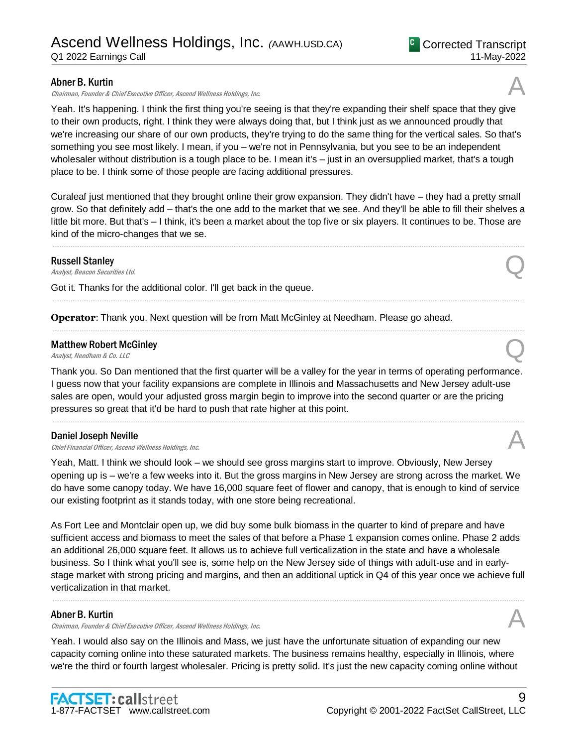**Abner B. Kurtin**
*Chairman, Founder & Chief Executive Officer, Ascend Wellness Holdings, Inc.*

A

Yeah. It's happening. I think the first thing you're seeing is that they're expanding their shelf space that they give to their own products, right. I think they were always doing that, but I think just as we announced proudly that we're increasing our share of our own products, they're trying to do the same thing for the vertical sales. So that's something you see most likely. I mean, if you – we're not in Pennsylvania, but you see to be an independent wholesaler without distribution is a tough place to be. I mean it's – just in an oversupplied market, that's a tough place to be. I think some of those people are facing additional pressures.

Curaleaf just mentioned that they brought online their grow expansion. They didn't have – they had a pretty small grow. So that definitely add – that's the one add to the market that we see. And they'll be able to fill their shelves a little bit more. But that's – I think, it's been a market about the top five or six players. It continues to be. Those are kind of the micro-changes that we se.

---

**Russell Stanley**
*Analyst, Beacon Securities Ltd.*

Q

Got it. Thanks for the additional color. I'll get back in the queue.

---

**Operator**: Thank you. Next question will be from Matt McGinley at Needham. Please go ahead.

---

**Matthew Robert McGinley**
*Analyst, Needham & Co. LLC*

Q

Thank you. So Dan mentioned that the first quarter will be a valley for the year in terms of operating performance. I guess now that your facility expansions are complete in Illinois and Massachusetts and New Jersey adult-use sales are open, would your adjusted gross margin begin to improve into the second quarter or are the pricing pressures so great that it'd be hard to push that rate higher at this point.

---

**Daniel Joseph Neville**
*Chief Financial Officer, Ascend Wellness Holdings, Inc.*

A

Yeah, Matt. I think we should look – we should see gross margins start to improve. Obviously, New Jersey opening up is – we're a few weeks into it. But the gross margins in New Jersey are strong across the market. We do have some canopy today. We have 16,000 square feet of flower and canopy, that is enough to kind of service our existing footprint as it stands today, with one store being recreational.

As Fort Lee and Montclair open up, we did buy some bulk biomass in the quarter to kind of prepare and have sufficient access and biomass to meet the sales of that before a Phase 1 expansion comes online. Phase 2 adds an additional 26,000 square feet. It allows us to achieve full verticalization in the state and have a wholesale business. So I think what you'll see is, some help on the New Jersey side of things with adult-use and in early-stage market with strong pricing and margins, and then an additional uptick in Q4 of this year once we achieve full verticalization in that market.

---

**Abner B. Kurtin**
*Chairman, Founder & Chief Executive Officer, Ascend Wellness Holdings, Inc.*

A

Yeah. I would also say on the Illinois and Mass, we just have the unfortunate situation of expanding our new capacity coming online into these saturated markets. The business remains healthy, especially in Illinois, where we're the third or fourth largest wholesaler. Pricing is pretty solid. It's just the new capacity coming online without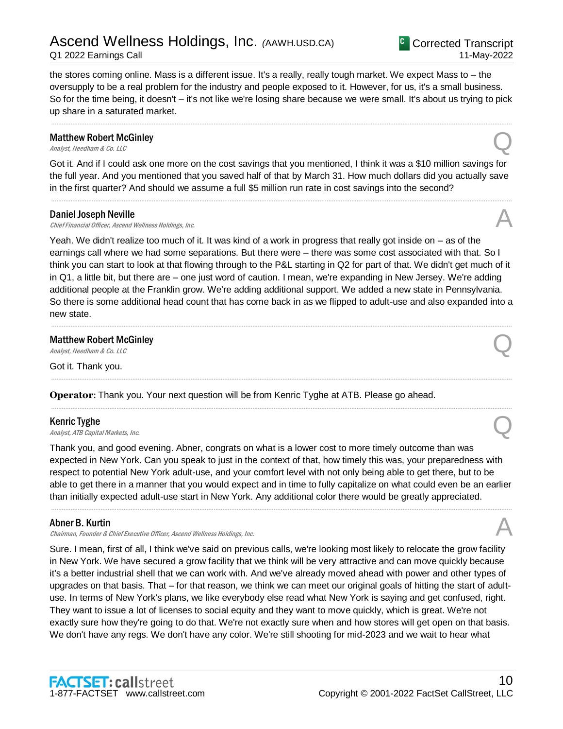the stores coming online. Mass is a different issue. It's a really, really tough market. We expect Mass to – the oversupply to be a real problem for the industry and people exposed to it. However, for us, it's a small business. So for the time being, it doesn't – it's not like we're losing share because we were small. It's about us trying to pick up share in a saturated market.

---

**Matthew Robert McGinley**
*Analyst, Needham & Co. LLC* **Q**

Got it. And if I could ask one more on the cost savings that you mentioned, I think it was a $10 million savings for the full year. And you mentioned that you saved half of that by March 31. How much dollars did you actually save in the first quarter? And should we assume a full $5 million run rate in cost savings into the second?

---

**Daniel Joseph Neville**
*Chief Financial Officer, Ascend Wellness Holdings, Inc.* **A**

Yeah. We didn't realize too much of it. It was kind of a work in progress that really got inside on – as of the earnings call where we had some separations. But there were – there was some cost associated with that. So I think you can start to look at that flowing through to the P&L starting in Q2 for part of that. We didn't get much of it in Q1, a little bit, but there are – one just word of caution. I mean, we're expanding in New Jersey. We're adding additional people at the Franklin grow. We're adding additional support. We added a new state in Pennsylvania. So there is some additional head count that has come back in as we flipped to adult-use and also expanded into a new state.

---

**Matthew Robert McGinley**
*Analyst, Needham & Co. LLC* **Q**

Got it. Thank you.

---

**Operator**: Thank you. Your next question will be from Kenric Tyghe at ATB. Please go ahead.

---

**Kenric Tyghe**
*Analyst, ATB Capital Markets, Inc.* **Q**

Thank you, and good evening. Abner, congrats on what is a lower cost to more timely outcome than was expected in New York. Can you speak to just in the context of that, how timely this was, your preparedness with respect to potential New York adult-use, and your comfort level with not only being able to get there, but to be able to get there in a manner that you would expect and in time to fully capitalize on what could even be an earlier than initially expected adult-use start in New York. Any additional color there would be greatly appreciated.

---

**Abner B. Kurtin**
*Chairman, Founder & Chief Executive Officer, Ascend Wellness Holdings, Inc.* **A**

Sure. I mean, first of all, I think we've said on previous calls, we're looking most likely to relocate the grow facility in New York. We have secured a grow facility that we think will be very attractive and can move quickly because it's a better industrial shell that we can work with. And we've already moved ahead with power and other types of upgrades on that basis. That – for that reason, we think we can meet our original goals of hitting the start of adult-use. In terms of New York's plans, we like everybody else read what New York is saying and get confused, right. They want to issue a lot of licenses to social equity and they want to move quickly, which is great. We're not exactly sure how they're going to do that. We're not exactly sure when and how stores will get open on that basis. We don't have any regs. We don't have any color. We're still shooting for mid-2023 and we wait to hear what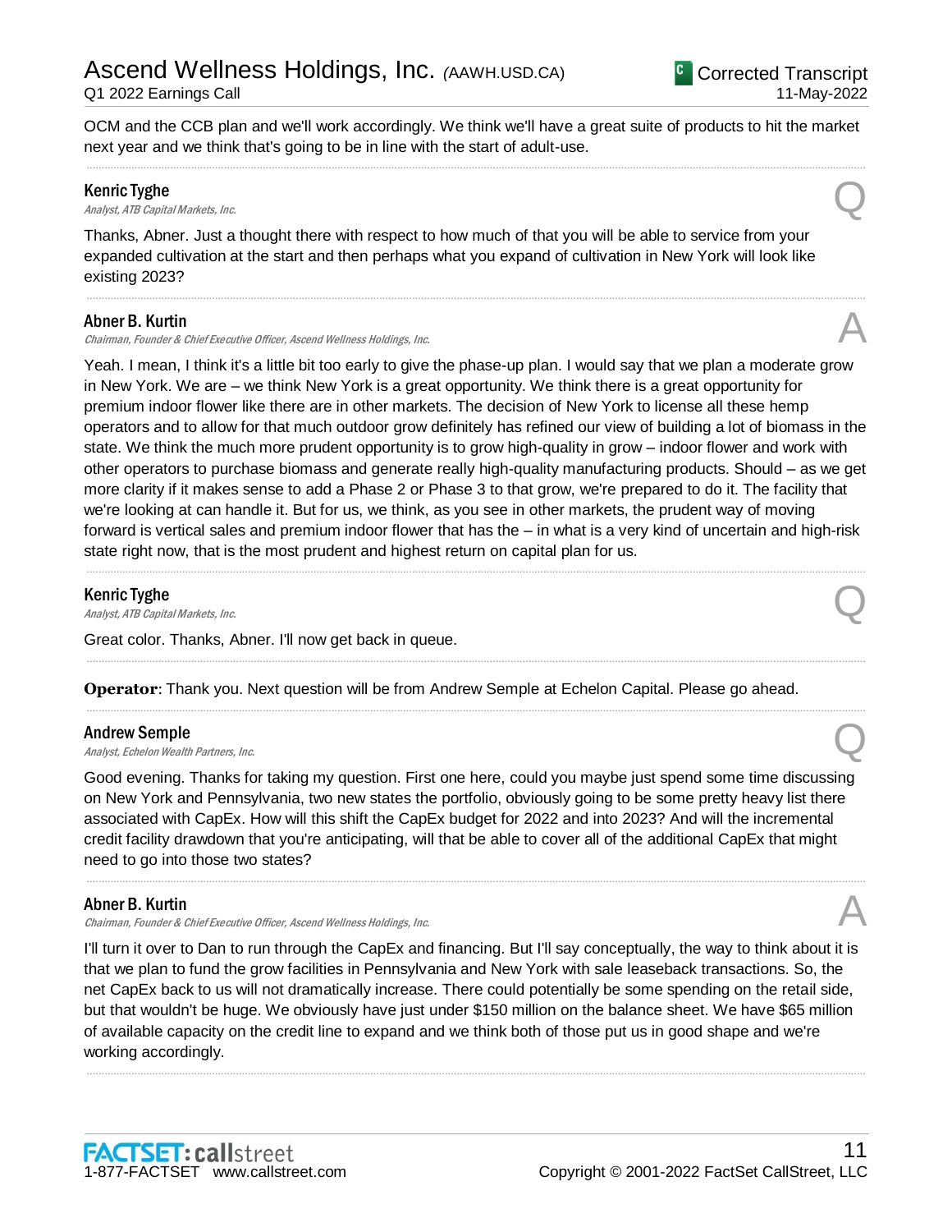OCM and the CCB plan and we'll work accordingly. We think we'll have a great suite of products to hit the market next year and we think that's going to be in line with the start of adult-use.

---

**Kenric Tyghe**
*Analyst, ATB Capital Markets, Inc.*

**Q**

Thanks, Abner. Just a thought there with respect to how much of that you will be able to service from your expanded cultivation at the start and then perhaps what you expand of cultivation in New York will look like existing 2023?

---

**Abner B. Kurtin**
*Chairman, Founder & Chief Executive Officer, Ascend Wellness Holdings, Inc.*

**A**

Yeah. I mean, I think it's a little bit too early to give the phase-up plan. I would say that we plan a moderate grow in New York. We are – we think New York is a great opportunity. We think there is a great opportunity for premium indoor flower like there are in other markets. The decision of New York to license all these hemp operators and to allow for that much outdoor grow definitely has refined our view of building a lot of biomass in the state. We think the much more prudent opportunity is to grow high-quality in grow – indoor flower and work with other operators to purchase biomass and generate really high-quality manufacturing products. Should – as we get more clarity if it makes sense to add a Phase 2 or Phase 3 to that grow, we're prepared to do it. The facility that we're looking at can handle it. But for us, we think, as you see in other markets, the prudent way of moving forward is vertical sales and premium indoor flower that has the – in what is a very kind of uncertain and high-risk state right now, that is the most prudent and highest return on capital plan for us.

---

**Kenric Tyghe**
*Analyst, ATB Capital Markets, Inc.*

**Q**

Great color. Thanks, Abner. I'll now get back in queue.

---

**Operator**: Thank you. Next question will be from Andrew Semple at Echelon Capital. Please go ahead.

---

**Andrew Semple**
*Analyst, Echelon Wealth Partners, Inc.*

**Q**

Good evening. Thanks for taking my question. First one here, could you maybe just spend some time discussing on New York and Pennsylvania, two new states the portfolio, obviously going to be some pretty heavy list there associated with CapEx. How will this shift the CapEx budget for 2022 and into 2023? And will the incremental credit facility drawdown that you're anticipating, will that be able to cover all of the additional CapEx that might need to go into those two states?

---

**Abner B. Kurtin**
*Chairman, Founder & Chief Executive Officer, Ascend Wellness Holdings, Inc.*

**A**

I'll turn it over to Dan to run through the CapEx and financing. But I'll say conceptually, the way to think about it is that we plan to fund the grow facilities in Pennsylvania and New York with sale leaseback transactions. So, the net CapEx back to us will not dramatically increase. There could potentially be some spending on the retail side, but that wouldn't be huge. We obviously have just under $150 million on the balance sheet. We have $65 million of available capacity on the credit line to expand and we think both of those put us in good shape and we're working accordingly.

---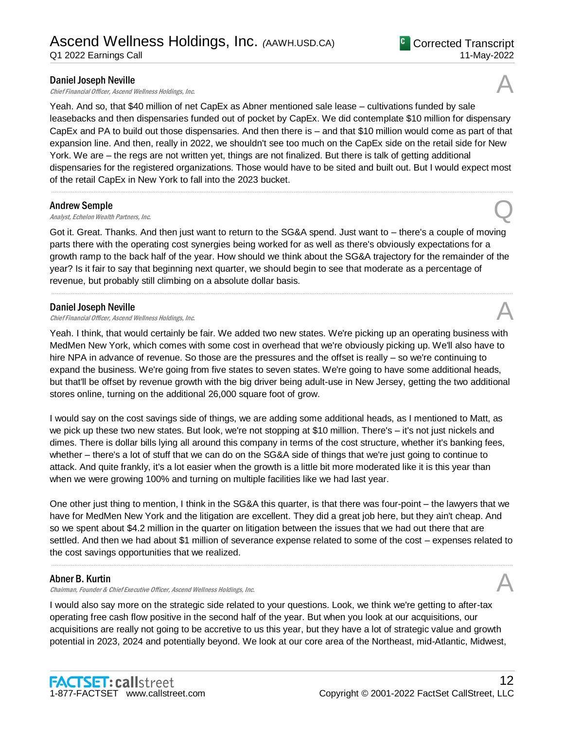**Daniel Joseph Neville**
*Chief Financial Officer, Ascend Wellness Holdings, Inc.*

A

Yeah. And so, that $40 million of net CapEx as Abner mentioned sale lease – cultivations funded by sale leasebacks and then dispensaries funded out of pocket by CapEx. We did contemplate $10 million for dispensary CapEx and PA to build out those dispensaries. And then there is – and that $10 million would come as part of that expansion line. And then, really in 2022, we shouldn't see too much on the CapEx side on the retail side for New York. We are – the regs are not written yet, things are not finalized. But there is talk of getting additional dispensaries for the registered organizations. Those would have to be sited and built out. But I would expect most of the retail CapEx in New York to fall into the 2023 bucket.

---

**Andrew Semple**
*Analyst, Echelon Wealth Partners, Inc.*

Q

Got it. Great. Thanks. And then just want to return to the SG&A spend. Just want to – there's a couple of moving parts there with the operating cost synergies being worked for as well as there's obviously expectations for a growth ramp to the back half of the year. How should we think about the SG&A trajectory for the remainder of the year? Is it fair to say that beginning next quarter, we should begin to see that moderate as a percentage of revenue, but probably still climbing on a absolute dollar basis.

---

**Daniel Joseph Neville**
*Chief Financial Officer, Ascend Wellness Holdings, Inc.*

A

Yeah. I think, that would certainly be fair. We added two new states. We're picking up an operating business with MedMen New York, which comes with some cost in overhead that we're obviously picking up. We'll also have to hire NPA in advance of revenue. So those are the pressures and the offset is really – so we're continuing to expand the business. We're going from five states to seven states. We're going to have some additional heads, but that'll be offset by revenue growth with the big driver being adult-use in New Jersey, getting the two additional stores online, turning on the additional 26,000 square foot of grow.

I would say on the cost savings side of things, we are adding some additional heads, as I mentioned to Matt, as we pick up these two new states. But look, we're not stopping at $10 million. There's – it's not just nickels and dimes. There is dollar bills lying all around this company in terms of the cost structure, whether it's banking fees, whether – there's a lot of stuff that we can do on the SG&A side of things that we're just going to continue to attack. And quite frankly, it's a lot easier when the growth is a little bit more moderated like it is this year than when we were growing 100% and turning on multiple facilities like we had last year.

One other just thing to mention, I think in the SG&A this quarter, is that there was four-point – the lawyers that we have for MedMen New York and the litigation are excellent. They did a great job here, but they ain't cheap. And so we spent about $4.2 million in the quarter on litigation between the issues that we had out there that are settled. And then we had about $1 million of severance expense related to some of the cost – expenses related to the cost savings opportunities that we realized.

---

**Abner B. Kurtin**
*Chairman, Founder & Chief Executive Officer, Ascend Wellness Holdings, Inc.*

A

I would also say more on the strategic side related to your questions. Look, we think we're getting to after-tax operating free cash flow positive in the second half of the year. But when you look at our acquisitions, our acquisitions are really not going to be accretive to us this year, but they have a lot of strategic value and growth potential in 2023, 2024 and potentially beyond. We look at our core area of the Northeast, mid-Atlantic, Midwest,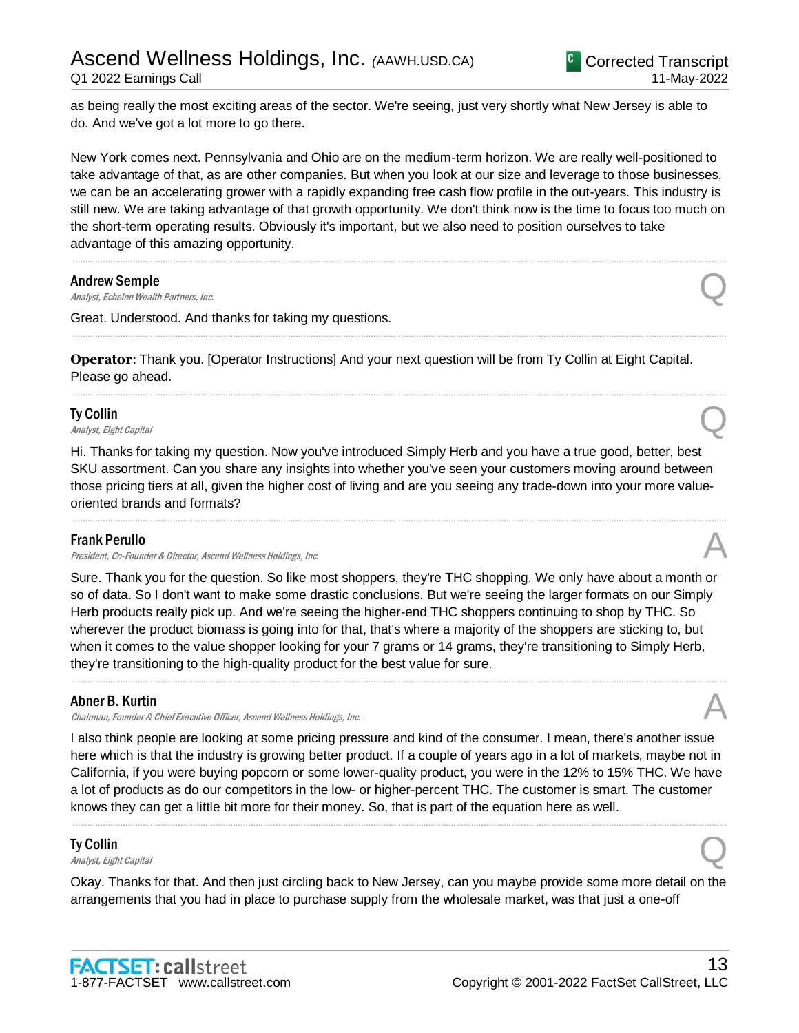as being really the most exciting areas of the sector. We're seeing, just very shortly what New Jersey is able to do. And we've got a lot more to go there.

New York comes next. Pennsylvania and Ohio are on the medium-term horizon. We are really well-positioned to take advantage of that, as are other companies. But when you look at our size and leverage to those businesses, we can be an accelerating grower with a rapidly expanding free cash flow profile in the out-years. This industry is still new. We are taking advantage of that growth opportunity. We don't think now is the time to focus too much on the short-term operating results. Obviously it's important, but we also need to position ourselves to take advantage of this amazing opportunity.

---

**Andrew Semple**
*Analyst, Echelon Wealth Partners, Inc.* **Q**

Great. Understood. And thanks for taking my questions.

---

**Operator**: Thank you. [Operator Instructions] And your next question will be from Ty Collin at Eight Capital. Please go ahead.

---

**Ty Collin**
*Analyst, Eight Capital* **Q**

Hi. Thanks for taking my question. Now you've introduced Simply Herb and you have a true good, better, best SKU assortment. Can you share any insights into whether you've seen your customers moving around between those pricing tiers at all, given the higher cost of living and are you seeing any trade-down into your more value-oriented brands and formats?

---

**Frank Perullo**
*President, Co-Founder & Director, Ascend Wellness Holdings, Inc.* **A**

Sure. Thank you for the question. So like most shoppers, they're THC shopping. We only have about a month or so of data. So I don't want to make some drastic conclusions. But we're seeing the larger formats on our Simply Herb products really pick up. And we're seeing the higher-end THC shoppers continuing to shop by THC. So wherever the product biomass is going into for that, that's where a majority of the shoppers are sticking to, but when it comes to the value shopper looking for your 7 grams or 14 grams, they're transitioning to Simply Herb, they're transitioning to the high-quality product for the best value for sure.

---

**Abner B. Kurtin**
*Chairman, Founder & Chief Executive Officer, Ascend Wellness Holdings, Inc.* **A**

I also think people are looking at some pricing pressure and kind of the consumer. I mean, there's another issue here which is that the industry is growing better product. If a couple of years ago in a lot of markets, maybe not in California, if you were buying popcorn or some lower-quality product, you were in the 12% to 15% THC. We have a lot of products as do our competitors in the low- or higher-percent THC. The customer is smart. The customer knows they can get a little bit more for their money. So, that is part of the equation here as well.

---

**Ty Collin**
*Analyst, Eight Capital* **Q**

Okay. Thanks for that. And then just circling back to New Jersey, can you maybe provide some more detail on the arrangements that you had in place to purchase supply from the wholesale market, was that just a one-off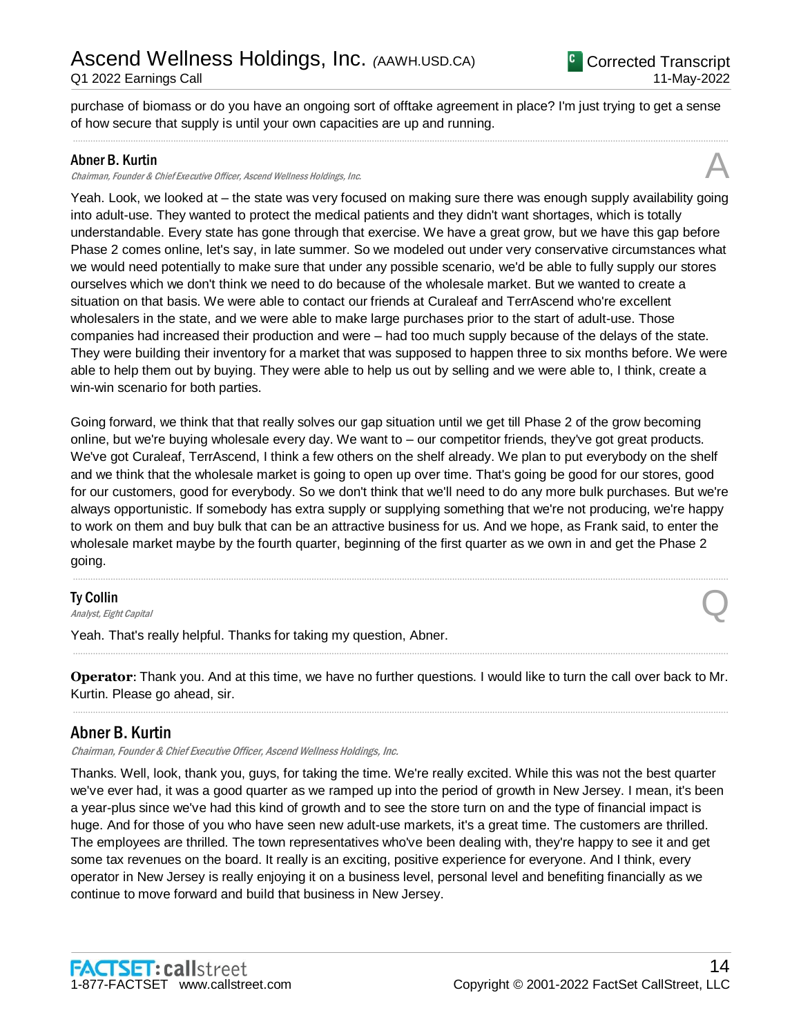purchase of biomass or do you have an ongoing sort of offtake agreement in place? I'm just trying to get a sense of how secure that supply is until your own capacities are up and running.

---

**Abner B. Kurtin**
*Chairman, Founder & Chief Executive Officer, Ascend Wellness Holdings, Inc.*

A

Yeah. Look, we looked at – the state was very focused on making sure there was enough supply availability going into adult-use. They wanted to protect the medical patients and they didn't want shortages, which is totally understandable. Every state has gone through that exercise. We have a great grow, but we have this gap before Phase 2 comes online, let's say, in late summer. So we modeled out under very conservative circumstances what we would need potentially to make sure that under any possible scenario, we'd be able to fully supply our stores ourselves which we don't think we need to do because of the wholesale market. But we wanted to create a situation on that basis. We were able to contact our friends at Curaleaf and TerrAscend who're excellent wholesalers in the state, and we were able to make large purchases prior to the start of adult-use. Those companies had increased their production and were – had too much supply because of the delays of the state. They were building their inventory for a market that was supposed to happen three to six months before. We were able to help them out by buying. They were able to help us out by selling and we were able to, I think, create a win-win scenario for both parties.

Going forward, we think that that really solves our gap situation until we get till Phase 2 of the grow becoming online, but we're buying wholesale every day. We want to – our competitor friends, they've got great products. We've got Curaleaf, TerrAscend, I think a few others on the shelf already. We plan to put everybody on the shelf and we think that the wholesale market is going to open up over time. That's going be good for our stores, good for our customers, good for everybody. So we don't think that we'll need to do any more bulk purchases. But we're always opportunistic. If somebody has extra supply or supplying something that we're not producing, we're happy to work on them and buy bulk that can be an attractive business for us. And we hope, as Frank said, to enter the wholesale market maybe by the fourth quarter, beginning of the first quarter as we own in and get the Phase 2 going.

---

**Ty Collin**
*Analyst, Eight Capital*

Q

Yeah. That's really helpful. Thanks for taking my question, Abner.

---

**Operator**: Thank you. And at this time, we have no further questions. I would like to turn the call over back to Mr. Kurtin. Please go ahead, sir.

---

## Abner B. Kurtin

*Chairman, Founder & Chief Executive Officer, Ascend Wellness Holdings, Inc.*

Thanks. Well, look, thank you, guys, for taking the time. We're really excited. While this was not the best quarter we've ever had, it was a good quarter as we ramped up into the period of growth in New Jersey. I mean, it's been a year-plus since we've had this kind of growth and to see the store turn on and the type of financial impact is huge. And for those of you who have seen new adult-use markets, it's a great time. The customers are thrilled. The employees are thrilled. The town representatives who've been dealing with, they're happy to see it and get some tax revenues on the board. It really is an exciting, positive experience for everyone. And I think, every operator in New Jersey is really enjoying it on a business level, personal level and benefiting financially as we continue to move forward and build that business in New Jersey.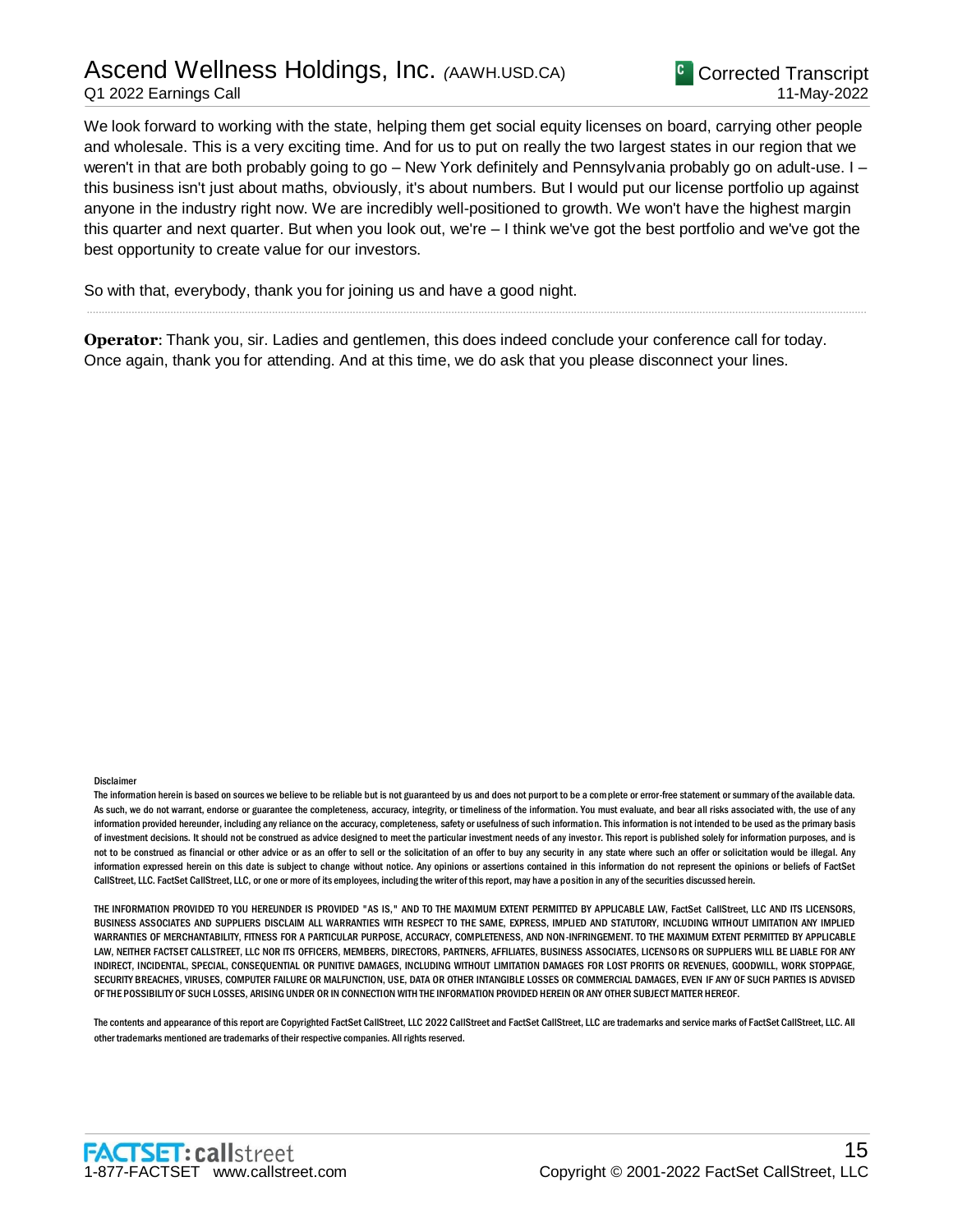We look forward to working with the state, helping them get social equity licenses on board, carrying other people and wholesale. This is a very exciting time. And for us to put on really the two largest states in our region that we weren't in that are both probably going to go – New York definitely and Pennsylvania probably go on adult-use. I – this business isn't just about maths, obviously, it's about numbers. But I would put our license portfolio up against anyone in the industry right now. We are incredibly well-positioned to growth. We won't have the highest margin this quarter and next quarter. But when you look out, we're – I think we've got the best portfolio and we've got the best opportunity to create value for our investors.

So with that, everybody, thank you for joining us and have a good night.

---

**Operator**: Thank you, sir. Ladies and gentlemen, this does indeed conclude your conference call for today. Once again, thank you for attending. And at this time, we do ask that you please disconnect your lines.

Disclaimer

The information herein is based on sources we believe to be reliable but is not guaranteed by us and does not purport to be a complete or error-free statement or summary of the available data. As such, we do not warrant, endorse or guarantee the completeness, accuracy, integrity, or timeliness of the information. You must evaluate, and bear all risks associated with, the use of any information provided hereunder, including any reliance on the accuracy, completeness, safety or usefulness of such information. This information is not intended to be used as the primary basis of investment decisions. It should not be construed as advice designed to meet the particular investment needs of any investor. This report is published solely for information purposes, and is not to be construed as financial or other advice or as an offer to sell or the solicitation of an offer to buy any security in any state where such an offer or solicitation would be illegal. Any information expressed herein on this date is subject to change without notice. Any opinions or assertions contained in this information do not represent the opinions or beliefs of FactSet CallStreet, LLC. FactSet CallStreet, LLC, or one or more of its employees, including the writer of this report, may have a position in any of the securities discussed herein.

THE INFORMATION PROVIDED TO YOU HEREUNDER IS PROVIDED "AS IS," AND TO THE MAXIMUM EXTENT PERMITTED BY APPLICABLE LAW, FactSet CallStreet, LLC AND ITS LICENSORS, BUSINESS ASSOCIATES AND SUPPLIERS DISCLAIM ALL WARRANTIES WITH RESPECT TO THE SAME, EXPRESS, IMPLIED AND STATUTORY, INCLUDING WITHOUT LIMITATION ANY IMPLIED WARRANTIES OF MERCHANTABILITY, FITNESS FOR A PARTICULAR PURPOSE, ACCURACY, COMPLETENESS, AND NON-INFRINGEMENT. TO THE MAXIMUM EXTENT PERMITTED BY APPLICABLE LAW, NEITHER FACTSET CALLSTREET, LLC NOR ITS OFFICERS, MEMBERS, DIRECTORS, PARTNERS, AFFILIATES, BUSINESS ASSOCIATES, LICENSORS OR SUPPLIERS WILL BE LIABLE FOR ANY INDIRECT, INCIDENTAL, SPECIAL, CONSEQUENTIAL OR PUNITIVE DAMAGES, INCLUDING WITHOUT LIMITATION DAMAGES FOR LOST PROFITS OR REVENUES, GOODWILL, WORK STOPPAGE, SECURITY BREACHES, VIRUSES, COMPUTER FAILURE OR MALFUNCTION, USE, DATA OR OTHER INTANGIBLE LOSSES OR COMMERCIAL DAMAGES, EVEN IF ANY OF SUCH PARTIES IS ADVISED OF THE POSSIBILITY OF SUCH LOSSES, ARISING UNDER OR IN CONNECTION WITH THE INFORMATION PROVIDED HEREIN OR ANY OTHER SUBJECT MATTER HEREOF.

The contents and appearance of this report are Copyrighted FactSet CallStreet, LLC 2022 CallStreet and FactSet CallStreet, LLC are trademarks and service marks of FactSet CallStreet, LLC. All other trademarks mentioned are trademarks of their respective companies. All rights reserved.